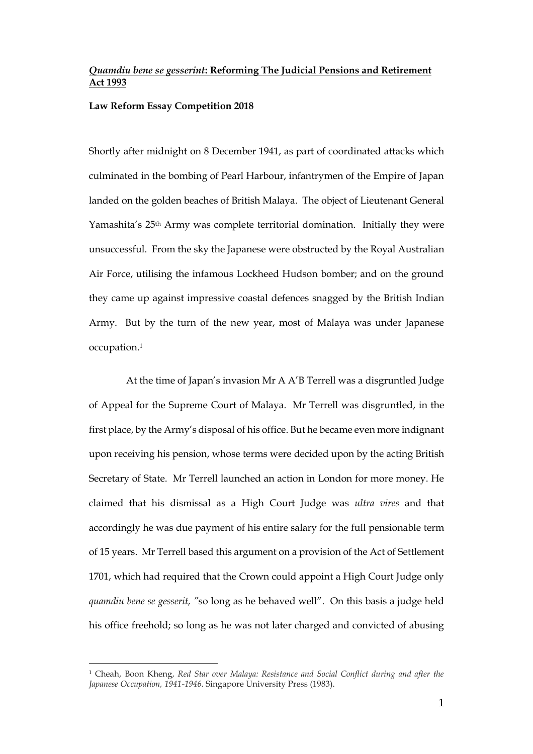***Quamdiu bene se gesserint*: Reforming The Judicial Pensions and Retirement Act 1993**

**Law Reform Essay Competition 2018**

Shortly after midnight on 8 December 1941, as part of coordinated attacks which culminated in the bombing of Pearl Harbour, infantrymen of the Empire of Japan landed on the golden beaches of British Malaya. The object of Lieutenant General Yamashita's 25th Army was complete territorial domination. Initially they were unsuccessful. From the sky the Japanese were obstructed by the Royal Australian Air Force, utilising the infamous Lockheed Hudson bomber; and on the ground they came up against impressive coastal defences snagged by the British Indian Army. But by the turn of the new year, most of Malaya was under Japanese occupation.[1]

At the time of Japan's invasion Mr A A'B Terrell was a disgruntled Judge of Appeal for the Supreme Court of Malaya. Mr Terrell was disgruntled, in the first place, by the Army's disposal of his office. But he became even more indignant upon receiving his pension, whose terms were decided upon by the acting British Secretary of State. Mr Terrell launched an action in London for more money. He claimed that his dismissal as a High Court Judge was *ultra vires* and that accordingly he was due payment of his entire salary for the full pensionable term of 15 years. Mr Terrell based this argument on a provision of the Act of Settlement 1701, which had required that the Crown could appoint a High Court Judge only *quamdiu bene se gesserit,* "so long as he behaved well". On this basis a judge held his office freehold; so long as he was not later charged and convicted of abusing

[1] Cheah, Boon Kheng, *Red Star over Malaya: Resistance and Social Conflict during and after the Japanese Occupation, 1941-1946.* Singapore University Press (1983).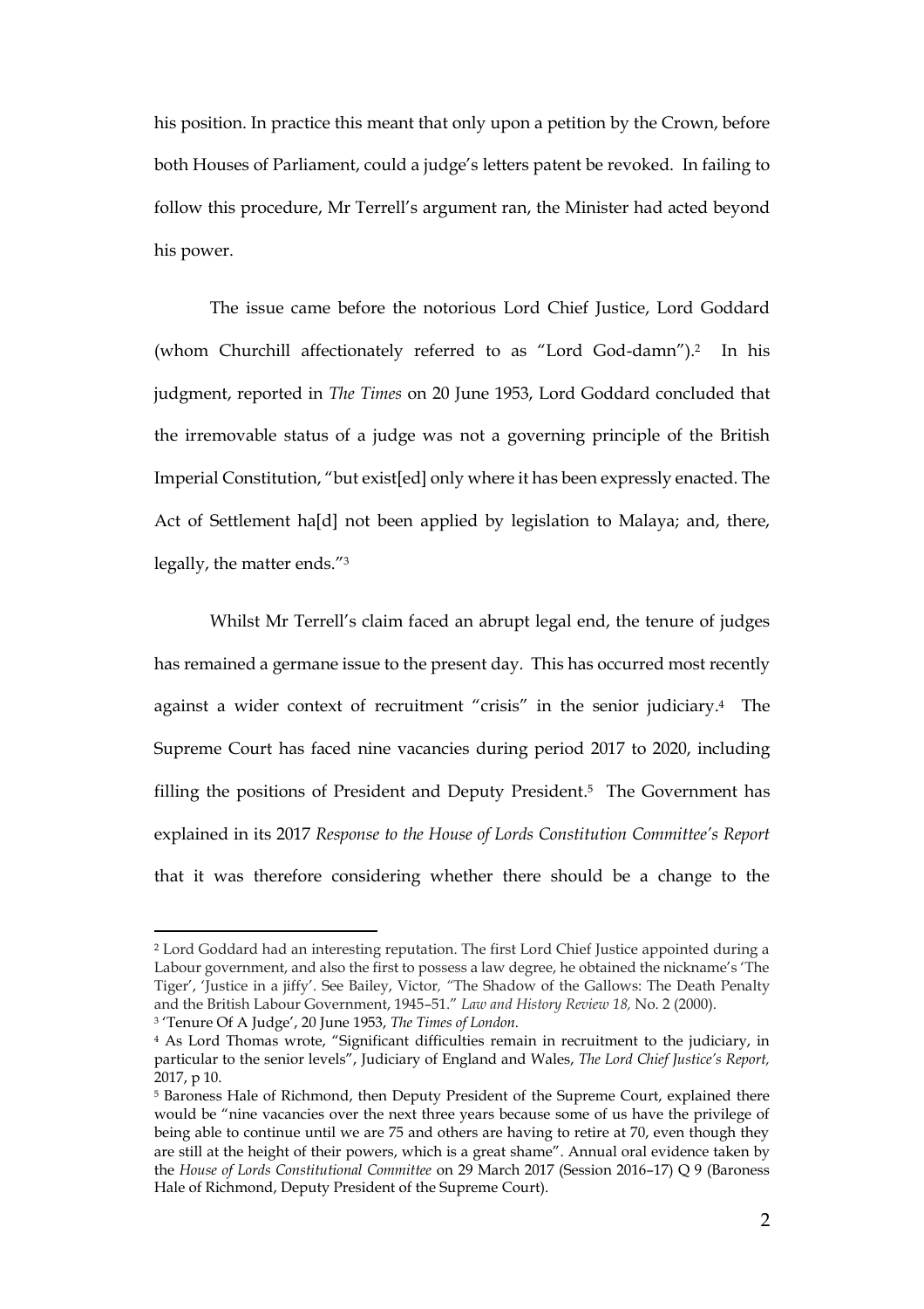his position. In practice this meant that only upon a petition by the Crown, before both Houses of Parliament, could a judge's letters patent be revoked. In failing to follow this procedure, Mr Terrell's argument ran, the Minister had acted beyond his power.

The issue came before the notorious Lord Chief Justice, Lord Goddard (whom Churchill affectionately referred to as "Lord God-damn").[2] In his judgment, reported in *The Times* on 20 June 1953, Lord Goddard concluded that the irremovable status of a judge was not a governing principle of the British Imperial Constitution, "but exist[ed] only where it has been expressly enacted. The Act of Settlement ha[d] not been applied by legislation to Malaya; and, there, legally, the matter ends."[3]

Whilst Mr Terrell's claim faced an abrupt legal end, the tenure of judges has remained a germane issue to the present day. This has occurred most recently against a wider context of recruitment "crisis" in the senior judiciary.[4] The Supreme Court has faced nine vacancies during period 2017 to 2020, including filling the positions of President and Deputy President.[5] The Government has explained in its 2017 *Response to the House of Lords Constitution Committee's Report* that it was therefore considering whether there should be a change to the

---

[2] Lord Goddard had an interesting reputation. The first Lord Chief Justice appointed during a Labour government, and also the first to possess a law degree, he obtained the nickname's 'The Tiger', 'Justice in a jiffy'. See Bailey, Victor, "The Shadow of the Gallows: The Death Penalty and the British Labour Government, 1945–51." *Law and History Review 18,* No. 2 (2000).

[3] 'Tenure Of A Judge', 20 June 1953, *The Times of London*.

[4] As Lord Thomas wrote, "Significant difficulties remain in recruitment to the judiciary, in particular to the senior levels", Judiciary of England and Wales, *The Lord Chief Justice's Report,* 2017, p 10.

[5] Baroness Hale of Richmond, then Deputy President of the Supreme Court, explained there would be "nine vacancies over the next three years because some of us have the privilege of being able to continue until we are 75 and others are having to retire at 70, even though they are still at the height of their powers, which is a great shame". Annual oral evidence taken by the *House of Lords Constitutional Committee* on 29 March 2017 (Session 2016–17) Q 9 (Baroness Hale of Richmond, Deputy President of the Supreme Court).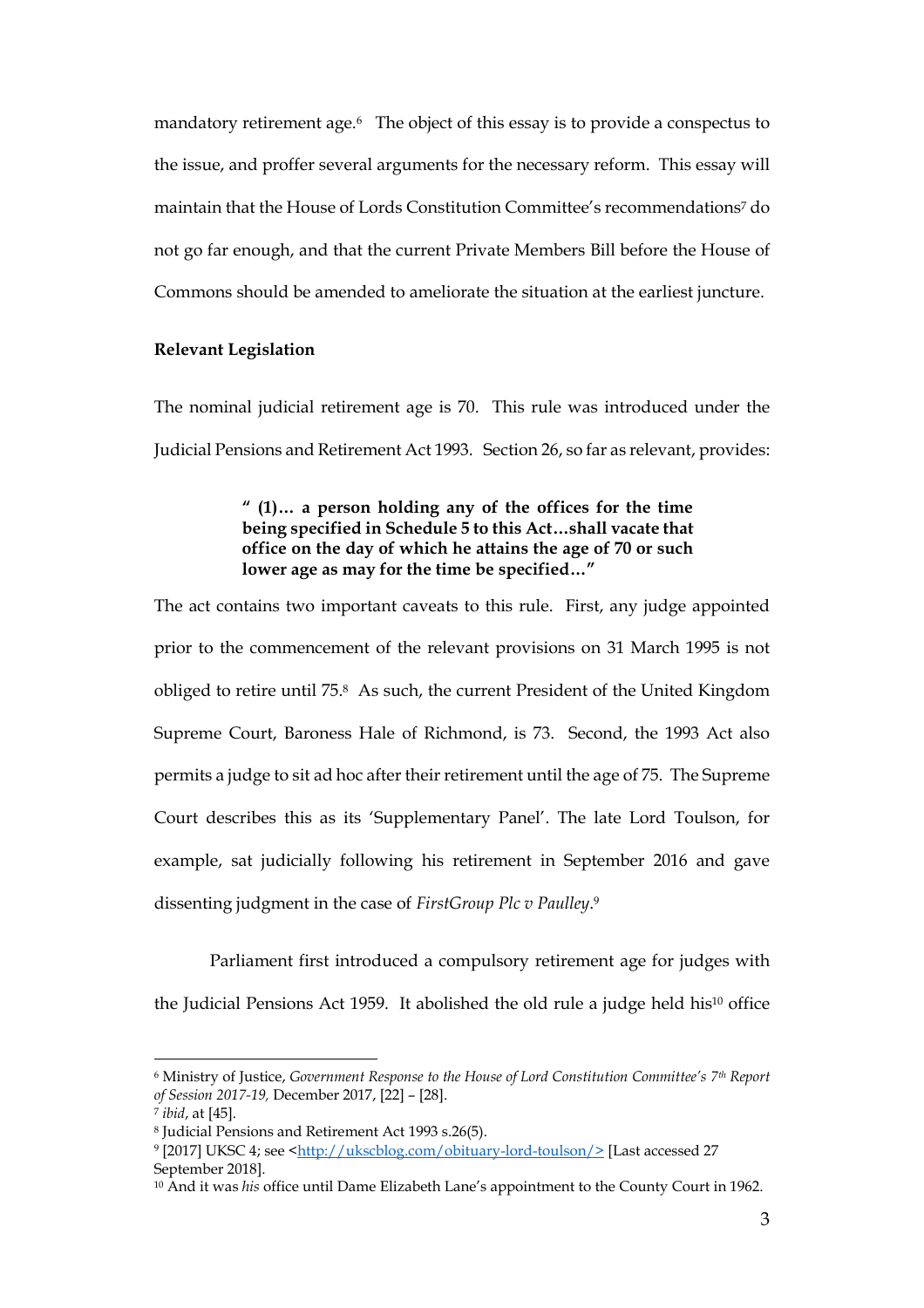mandatory retirement age.[6] The object of this essay is to provide a conspectus to the issue, and proffer several arguments for the necessary reform. This essay will maintain that the House of Lords Constitution Committee's recommendations[7] do not go far enough, and that the current Private Members Bill before the House of Commons should be amended to ameliorate the situation at the earliest juncture.

**Relevant Legislation**

The nominal judicial retirement age is 70. This rule was introduced under the Judicial Pensions and Retirement Act 1993. Section 26, so far as relevant, provides:

> **" (1)… a person holding any of the offices for the time being specified in Schedule 5 to this Act…shall vacate that office on the day of which he attains the age of 70 or such lower age as may for the time be specified…"**

The act contains two important caveats to this rule. First, any judge appointed prior to the commencement of the relevant provisions on 31 March 1995 is not obliged to retire until 75.[8] As such, the current President of the United Kingdom Supreme Court, Baroness Hale of Richmond, is 73. Second, the 1993 Act also permits a judge to sit ad hoc after their retirement until the age of 75. The Supreme Court describes this as its 'Supplementary Panel'. The late Lord Toulson, for example, sat judicially following his retirement in September 2016 and gave dissenting judgment in the case of *FirstGroup Plc v Paulley*.[9]

Parliament first introduced a compulsory retirement age for judges with the Judicial Pensions Act 1959. It abolished the old rule a judge held his[10] office

---

[6] Ministry of Justice, *Government Response to the House of Lord Constitution Committee's 7th Report of Session 2017-19,* December 2017, [22] – [28].

[7] *ibid*, at [45].

[8] Judicial Pensions and Retirement Act 1993 s.26(5).

[9] [2017] UKSC 4; see <http://ukscblog.com/obituary-lord-toulson/> [Last accessed 27 September 2018].

[10] And it was *his* office until Dame Elizabeth Lane's appointment to the County Court in 1962.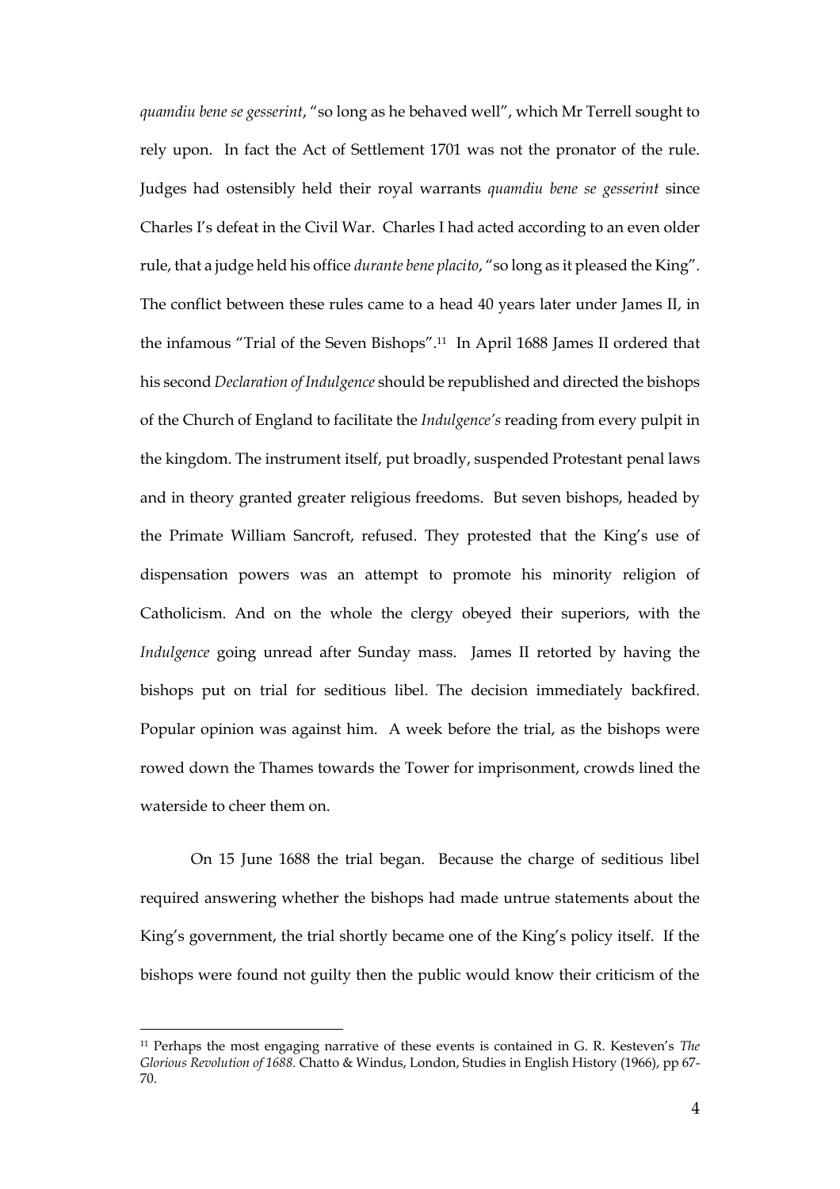*quamdiu bene se gesserint*, "so long as he behaved well", which Mr Terrell sought to rely upon. In fact the Act of Settlement 1701 was not the pronator of the rule. Judges had ostensibly held their royal warrants *quamdiu bene se gesserint* since Charles I's defeat in the Civil War. Charles I had acted according to an even older rule, that a judge held his office *durante bene placito*, "so long as it pleased the King". The conflict between these rules came to a head 40 years later under James II, in the infamous "Trial of the Seven Bishops".[11] In April 1688 James II ordered that his second *Declaration of Indulgence* should be republished and directed the bishops of the Church of England to facilitate the *Indulgence's* reading from every pulpit in the kingdom. The instrument itself, put broadly, suspended Protestant penal laws and in theory granted greater religious freedoms. But seven bishops, headed by the Primate William Sancroft, refused. They protested that the King's use of dispensation powers was an attempt to promote his minority religion of Catholicism. And on the whole the clergy obeyed their superiors, with the *Indulgence* going unread after Sunday mass. James II retorted by having the bishops put on trial for seditious libel. The decision immediately backfired. Popular opinion was against him. A week before the trial, as the bishops were rowed down the Thames towards the Tower for imprisonment, crowds lined the waterside to cheer them on.

On 15 June 1688 the trial began. Because the charge of seditious libel required answering whether the bishops had made untrue statements about the King's government, the trial shortly became one of the King's policy itself. If the bishops were found not guilty then the public would know their criticism of the

---

[11] Perhaps the most engaging narrative of these events is contained in G. R. Kesteven's *The Glorious Revolution of 1688.* Chatto & Windus, London, Studies in English History (1966), pp 67-70.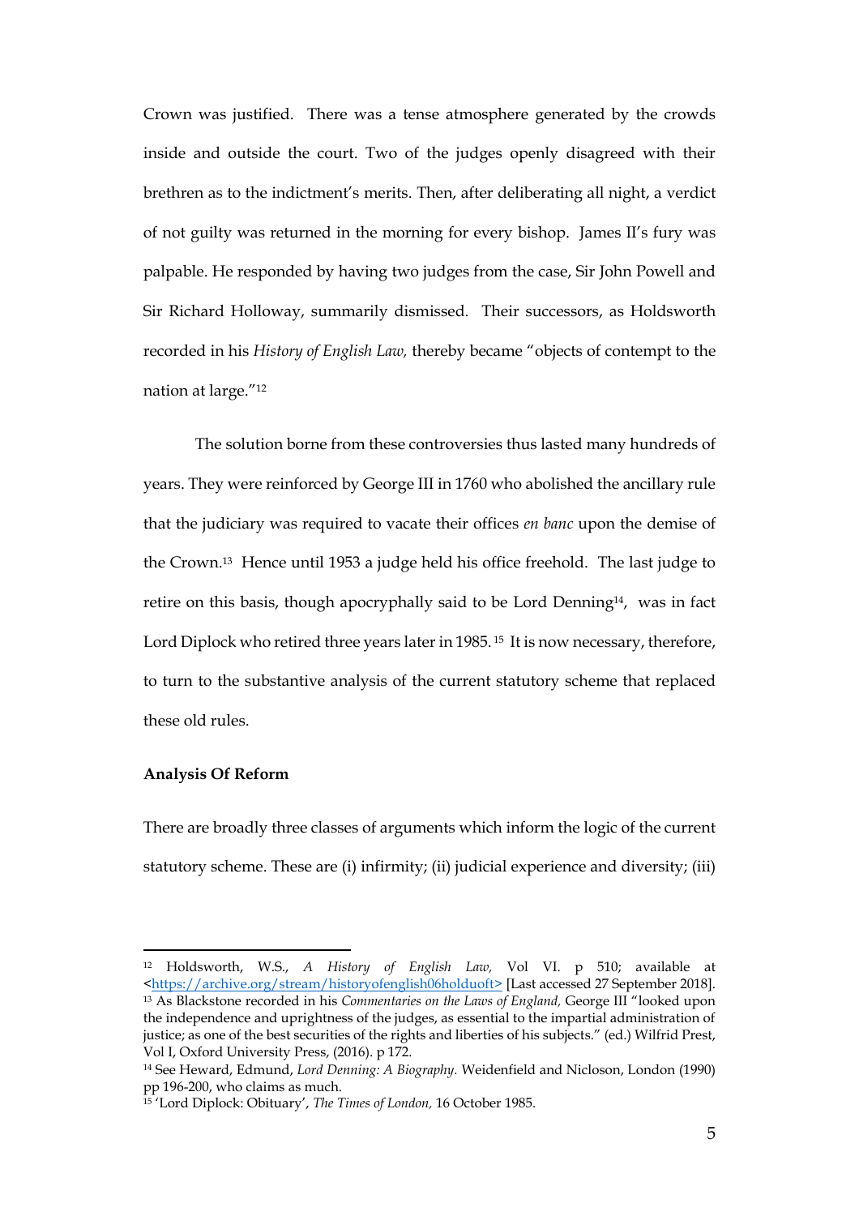Crown was justified. There was a tense atmosphere generated by the crowds inside and outside the court. Two of the judges openly disagreed with their brethren as to the indictment's merits. Then, after deliberating all night, a verdict of not guilty was returned in the morning for every bishop. James II's fury was palpable. He responded by having two judges from the case, Sir John Powell and Sir Richard Holloway, summarily dismissed. Their successors, as Holdsworth recorded in his *History of English Law,* thereby became "objects of contempt to the nation at large."[12]

The solution borne from these controversies thus lasted many hundreds of years. They were reinforced by George III in 1760 who abolished the ancillary rule that the judiciary was required to vacate their offices *en banc* upon the demise of the Crown.[13] Hence until 1953 a judge held his office freehold. The last judge to retire on this basis, though apocryphally said to be Lord Denning[14], was in fact Lord Diplock who retired three years later in 1985.[15] It is now necessary, therefore, to turn to the substantive analysis of the current statutory scheme that replaced these old rules.

**Analysis Of Reform**

There are broadly three classes of arguments which inform the logic of the current statutory scheme. These are (i) infirmity; (ii) judicial experience and diversity; (iii)

---

[12] Holdsworth, W.S., *A History of English Law,* Vol VI. p 510; available at <https://archive.org/stream/historyofenglish06holduoft> [Last accessed 27 September 2018].

[13] As Blackstone recorded in his *Commentaries on the Laws of England,* George III "looked upon the independence and uprightness of the judges, as essential to the impartial administration of justice; as one of the best securities of the rights and liberties of his subjects." (ed.) Wilfrid Prest, Vol I, Oxford University Press, (2016). p 172.

[14] See Heward, Edmund, *Lord Denning: A Biography.* Weidenfield and Nicloson, London (1990) pp 196-200, who claims as much.

[15] 'Lord Diplock: Obituary', *The Times of London,* 16 October 1985.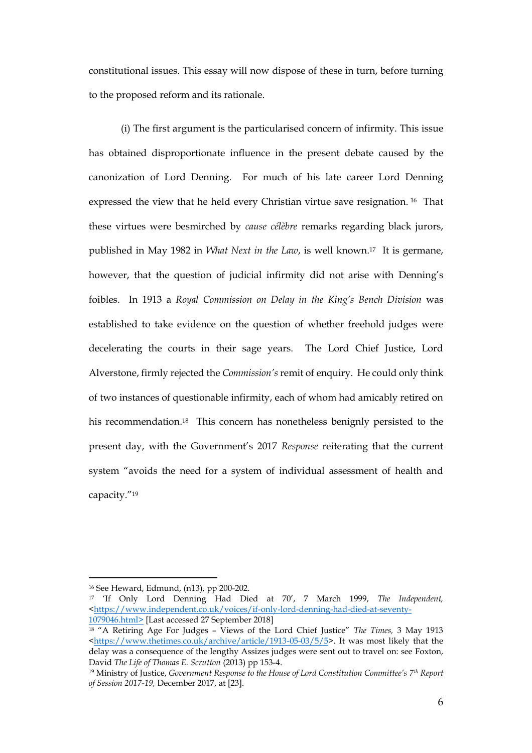constitutional issues. This essay will now dispose of these in turn, before turning to the proposed reform and its rationale.

(i) The first argument is the particularised concern of infirmity. This issue has obtained disproportionate influence in the present debate caused by the canonization of Lord Denning. For much of his late career Lord Denning expressed the view that he held every Christian virtue save resignation. [16] That these virtues were besmirched by *cause célèbre* remarks regarding black jurors, published in May 1982 in *What Next in the Law*, is well known.[17] It is germane, however, that the question of judicial infirmity did not arise with Denning's foibles. In 1913 a *Royal Commission on Delay in the King's Bench Division* was established to take evidence on the question of whether freehold judges were decelerating the courts in their sage years. The Lord Chief Justice, Lord Alverstone, firmly rejected the *Commission's* remit of enquiry. He could only think of two instances of questionable infirmity, each of whom had amicably retired on his recommendation.[18] This concern has nonetheless benignly persisted to the present day, with the Government's 2017 *Response* reiterating that the current system "avoids the need for a system of individual assessment of health and capacity."[19]

---

[16] See Heward, Edmund, (n13), pp 200-202.

[17] 'If Only Lord Denning Had Died at 70', 7 March 1999, *The Independent,* <https://www.independent.co.uk/voices/if-only-lord-denning-had-died-at-seventy-1079046.html> [Last accessed 27 September 2018]

[18] "A Retiring Age For Judges – Views of the Lord Chief Justice" *The Times,* 3 May 1913 <https://www.thetimes.co.uk/archive/article/1913-05-03/5/5>. It was most likely that the delay was a consequence of the lengthy Assizes judges were sent out to travel on: see Foxton, David *The Life of Thomas E. Scrutton* (2013) pp 153-4.

[19] Ministry of Justice, *Government Response to the House of Lord Constitution Committee's 7th Report of Session 2017-19,* December 2017, at [23].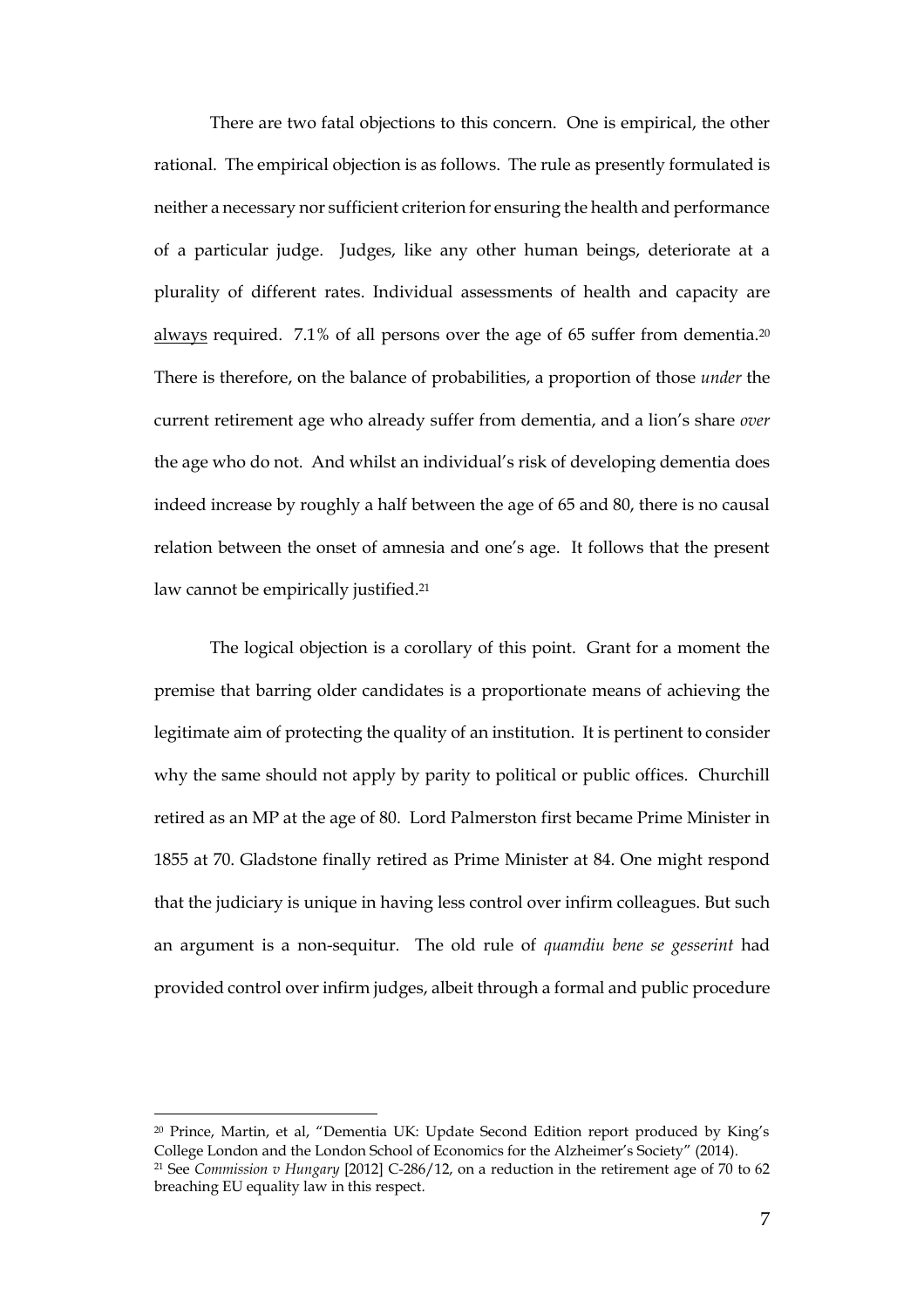There are two fatal objections to this concern. One is empirical, the other rational. The empirical objection is as follows. The rule as presently formulated is neither a necessary nor sufficient criterion for ensuring the health and performance of a particular judge. Judges, like any other human beings, deteriorate at a plurality of different rates. Individual assessments of health and capacity are <u>always</u> required. 7.1% of all persons over the age of 65 suffer from dementia.[20] There is therefore, on the balance of probabilities, a proportion of those *under* the current retirement age who already suffer from dementia, and a lion's share *over* the age who do not. And whilst an individual's risk of developing dementia does indeed increase by roughly a half between the age of 65 and 80, there is no causal relation between the onset of amnesia and one's age. It follows that the present law cannot be empirically justified.[21]

The logical objection is a corollary of this point. Grant for a moment the premise that barring older candidates is a proportionate means of achieving the legitimate aim of protecting the quality of an institution. It is pertinent to consider why the same should not apply by parity to political or public offices. Churchill retired as an MP at the age of 80. Lord Palmerston first became Prime Minister in 1855 at 70. Gladstone finally retired as Prime Minister at 84. One might respond that the judiciary is unique in having less control over infirm colleagues. But such an argument is a non-sequitur. The old rule of *quamdiu bene se gesserint* had provided control over infirm judges, albeit through a formal and public procedure

---

[20] Prince, Martin, et al, "Dementia UK: Update Second Edition report produced by King's College London and the London School of Economics for the Alzheimer's Society" (2014).

[21] See *Commission v Hungary* [2012] C-286/12, on a reduction in the retirement age of 70 to 62 breaching EU equality law in this respect.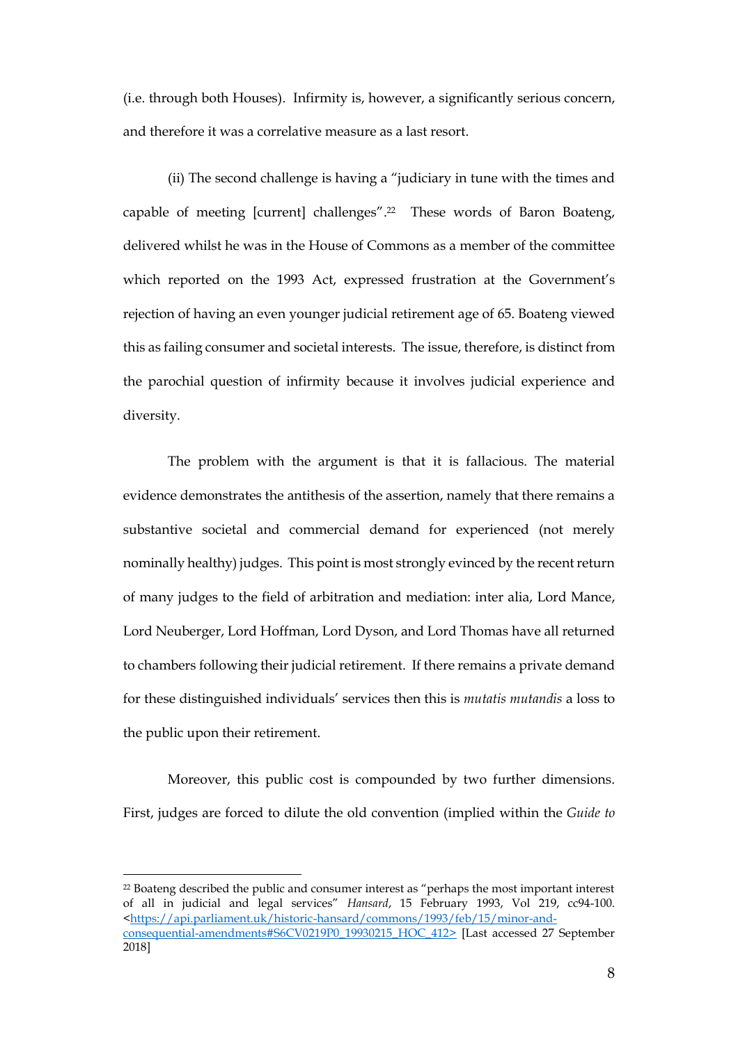(i.e. through both Houses). Infirmity is, however, a significantly serious concern, and therefore it was a correlative measure as a last resort.

(ii) The second challenge is having a "judiciary in tune with the times and capable of meeting [current] challenges".[22] These words of Baron Boateng, delivered whilst he was in the House of Commons as a member of the committee which reported on the 1993 Act, expressed frustration at the Government's rejection of having an even younger judicial retirement age of 65. Boateng viewed this as failing consumer and societal interests. The issue, therefore, is distinct from the parochial question of infirmity because it involves judicial experience and diversity.

The problem with the argument is that it is fallacious. The material evidence demonstrates the antithesis of the assertion, namely that there remains a substantive societal and commercial demand for experienced (not merely nominally healthy) judges. This point is most strongly evinced by the recent return of many judges to the field of arbitration and mediation: inter alia, Lord Mance, Lord Neuberger, Lord Hoffman, Lord Dyson, and Lord Thomas have all returned to chambers following their judicial retirement. If there remains a private demand for these distinguished individuals' services then this is *mutatis mutandis* a loss to the public upon their retirement.

Moreover, this public cost is compounded by two further dimensions. First, judges are forced to dilute the old convention (implied within the *Guide to*

---

[22] Boateng described the public and consumer interest as "perhaps the most important interest of all in judicial and legal services" *Hansard*, 15 February 1993, Vol 219, cc94-100. <https://api.parliament.uk/historic-hansard/commons/1993/feb/15/minor-and-consequential-amendments#S6CV0219P0_19930215_HOC_412> [Last accessed 27 September 2018]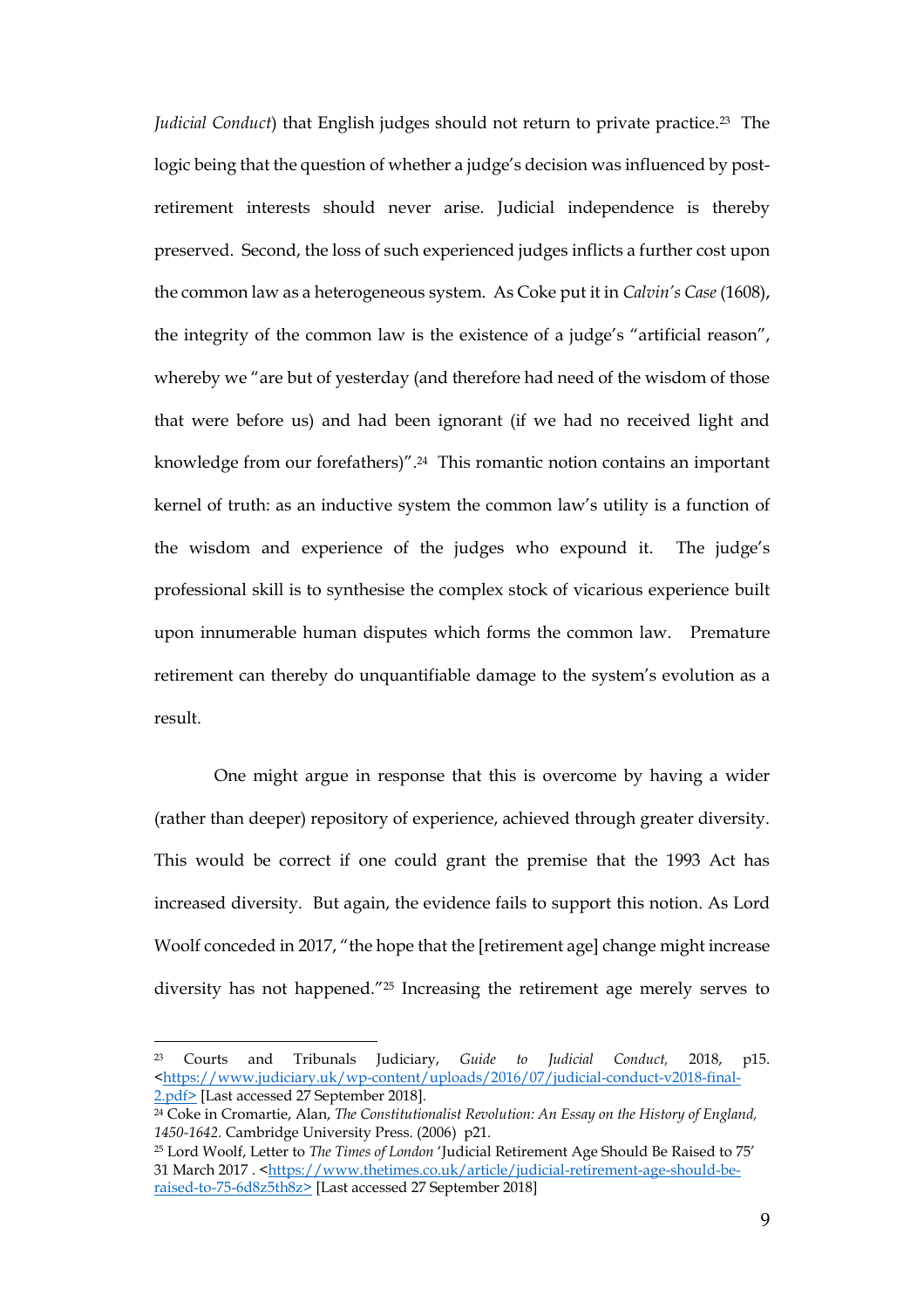*Judicial Conduct*) that English judges should not return to private practice.[23] The logic being that the question of whether a judge's decision was influenced by post-retirement interests should never arise. Judicial independence is thereby preserved. Second, the loss of such experienced judges inflicts a further cost upon the common law as a heterogeneous system. As Coke put it in *Calvin's Case* (1608), the integrity of the common law is the existence of a judge's "artificial reason", whereby we "are but of yesterday (and therefore had need of the wisdom of those that were before us) and had been ignorant (if we had no received light and knowledge from our forefathers)".[24] This romantic notion contains an important kernel of truth: as an inductive system the common law's utility is a function of the wisdom and experience of the judges who expound it. The judge's professional skill is to synthesise the complex stock of vicarious experience built upon innumerable human disputes which forms the common law. Premature retirement can thereby do unquantifiable damage to the system's evolution as a result.

One might argue in response that this is overcome by having a wider (rather than deeper) repository of experience, achieved through greater diversity. This would be correct if one could grant the premise that the 1993 Act has increased diversity. But again, the evidence fails to support this notion. As Lord Woolf conceded in 2017, "the hope that the [retirement age] change might increase diversity has not happened."[25] Increasing the retirement age merely serves to

---

[23] Courts and Tribunals Judiciary, *Guide to Judicial Conduct,* 2018, p15. <https://www.judiciary.uk/wp-content/uploads/2016/07/judicial-conduct-v2018-final-2.pdf> [Last accessed 27 September 2018].

[24] Coke in Cromartie, Alan, *The Constitutionalist Revolution: An Essay on the History of England, 1450-1642.* Cambridge University Press. (2006) p21.

[25] Lord Woolf, Letter to *The Times of London* 'Judicial Retirement Age Should Be Raised to 75' 31 March 2017 . <https://www.thetimes.co.uk/article/judicial-retirement-age-should-be-raised-to-75-6d8z5th8z> [Last accessed 27 September 2018]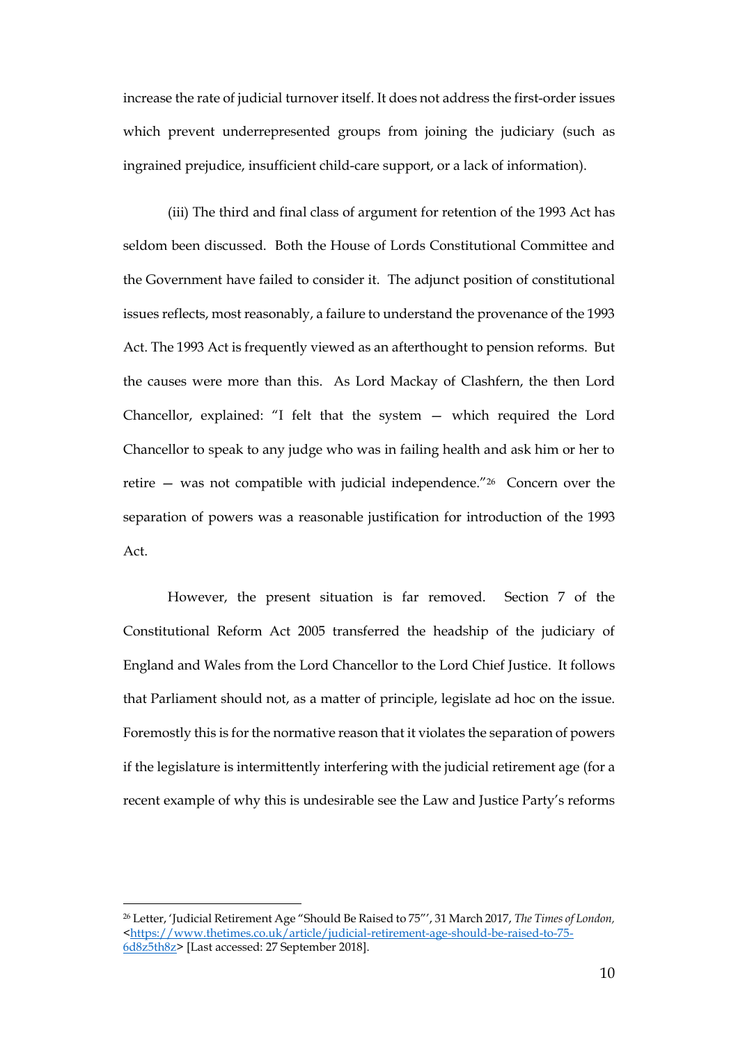increase the rate of judicial turnover itself. It does not address the first-order issues which prevent underrepresented groups from joining the judiciary (such as ingrained prejudice, insufficient child-care support, or a lack of information).

(iii) The third and final class of argument for retention of the 1993 Act has seldom been discussed. Both the House of Lords Constitutional Committee and the Government have failed to consider it. The adjunct position of constitutional issues reflects, most reasonably, a failure to understand the provenance of the 1993 Act. The 1993 Act is frequently viewed as an afterthought to pension reforms. But the causes were more than this. As Lord Mackay of Clashfern, the then Lord Chancellor, explained: "I felt that the system — which required the Lord Chancellor to speak to any judge who was in failing health and ask him or her to retire — was not compatible with judicial independence."[26] Concern over the separation of powers was a reasonable justification for introduction of the 1993 Act.

However, the present situation is far removed. Section 7 of the Constitutional Reform Act 2005 transferred the headship of the judiciary of England and Wales from the Lord Chancellor to the Lord Chief Justice. It follows that Parliament should not, as a matter of principle, legislate ad hoc on the issue. Foremostly this is for the normative reason that it violates the separation of powers if the legislature is intermittently interfering with the judicial retirement age (for a recent example of why this is undesirable see the Law and Justice Party's reforms

---

[26] Letter, 'Judicial Retirement Age "Should Be Raised to 75"', 31 March 2017, *The Times of London,* <https://www.thetimes.co.uk/article/judicial-retirement-age-should-be-raised-to-75-6d8z5th8z> [Last accessed: 27 September 2018].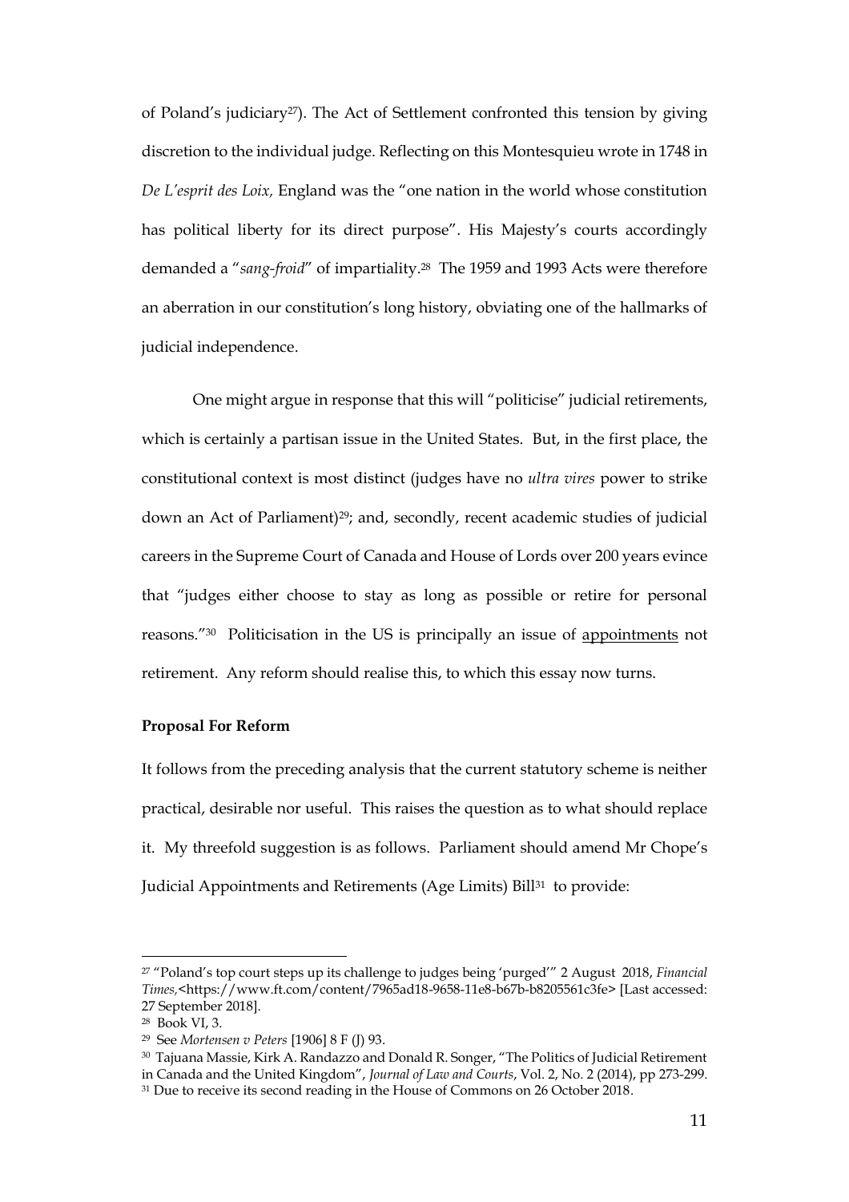of Poland's judiciary[27]). The Act of Settlement confronted this tension by giving discretion to the individual judge. Reflecting on this Montesquieu wrote in 1748 in *De L'esprit des Loix,* England was the "one nation in the world whose constitution has political liberty for its direct purpose". His Majesty's courts accordingly demanded a "*sang-froid*" of impartiality.[28] The 1959 and 1993 Acts were therefore an aberration in our constitution's long history, obviating one of the hallmarks of judicial independence.

One might argue in response that this will "politicise" judicial retirements, which is certainly a partisan issue in the United States. But, in the first place, the constitutional context is most distinct (judges have no *ultra vires* power to strike down an Act of Parliament)[29]; and, secondly, recent academic studies of judicial careers in the Supreme Court of Canada and House of Lords over 200 years evince that "judges either choose to stay as long as possible or retire for personal reasons."[30] Politicisation in the US is principally an issue of <u>appointments</u> not retirement. Any reform should realise this, to which this essay now turns.

**Proposal For Reform**

It follows from the preceding analysis that the current statutory scheme is neither practical, desirable nor useful. This raises the question as to what should replace it. My threefold suggestion is as follows. Parliament should amend Mr Chope's Judicial Appointments and Retirements (Age Limits) Bill[31] to provide:

---

[27] "Poland's top court steps up its challenge to judges being 'purged'" 2 August 2018, *Financial Times,*<https://www.ft.com/content/7965ad18-9658-11e8-b67b-b8205561c3fe> [Last accessed: 27 September 2018].

[28] Book VI, 3.

[29] See *Mortensen v Peters* [1906] 8 F (J) 93.

[30] Tajuana Massie, Kirk A. Randazzo and Donald R. Songer, "The Politics of Judicial Retirement in Canada and the United Kingdom", *Journal of Law and Courts*, Vol. 2, No. 2 (2014), pp 273-299.

[31] Due to receive its second reading in the House of Commons on 26 October 2018.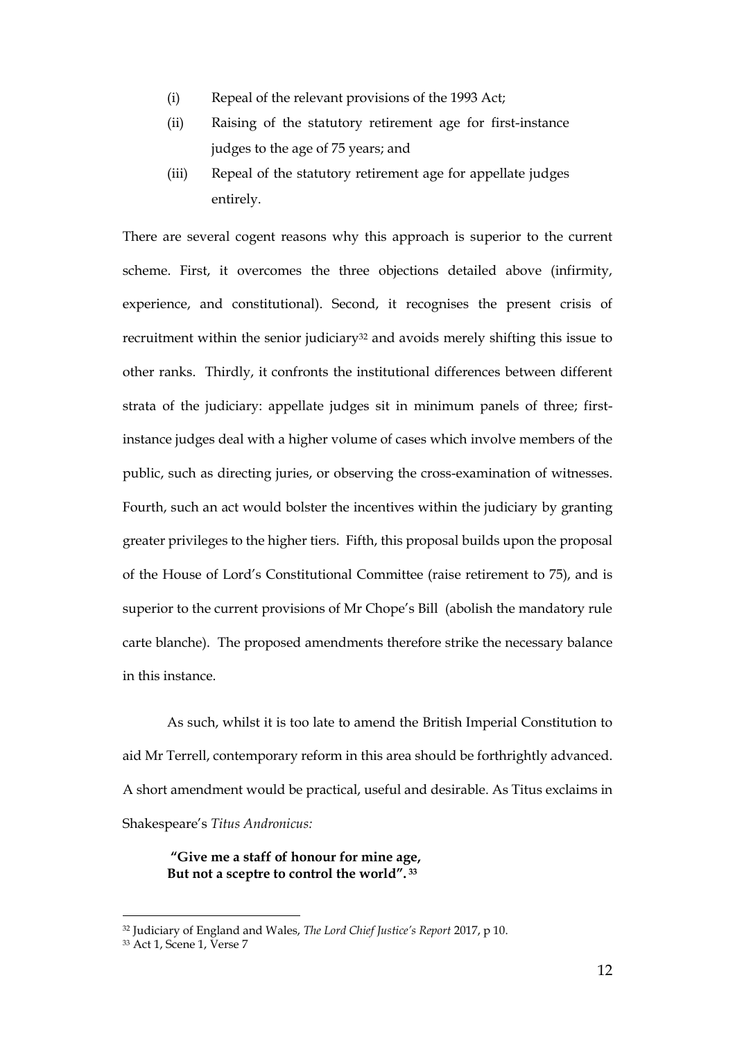(i) Repeal of the relevant provisions of the 1993 Act;

(ii) Raising of the statutory retirement age for first-instance judges to the age of 75 years; and

(iii) Repeal of the statutory retirement age for appellate judges entirely.

There are several cogent reasons why this approach is superior to the current scheme. First, it overcomes the three objections detailed above (infirmity, experience, and constitutional). Second, it recognises the present crisis of recruitment within the senior judiciary[32] and avoids merely shifting this issue to other ranks. Thirdly, it confronts the institutional differences between different strata of the judiciary: appellate judges sit in minimum panels of three; first-instance judges deal with a higher volume of cases which involve members of the public, such as directing juries, or observing the cross-examination of witnesses. Fourth, such an act would bolster the incentives within the judiciary by granting greater privileges to the higher tiers. Fifth, this proposal builds upon the proposal of the House of Lord's Constitutional Committee (raise retirement to 75), and is superior to the current provisions of Mr Chope's Bill (abolish the mandatory rule carte blanche). The proposed amendments therefore strike the necessary balance in this instance.

As such, whilst it is too late to amend the British Imperial Constitution to aid Mr Terrell, contemporary reform in this area should be forthrightly advanced. A short amendment would be practical, useful and desirable. As Titus exclaims in Shakespeare's *Titus Andronicus:*

> **"Give me a staff of honour for mine age,**
> **But not a sceptre to control the world".** [33]

---

[32] Judiciary of England and Wales, *The Lord Chief Justice's Report* 2017, p 10.

[33] Act 1, Scene 1, Verse 7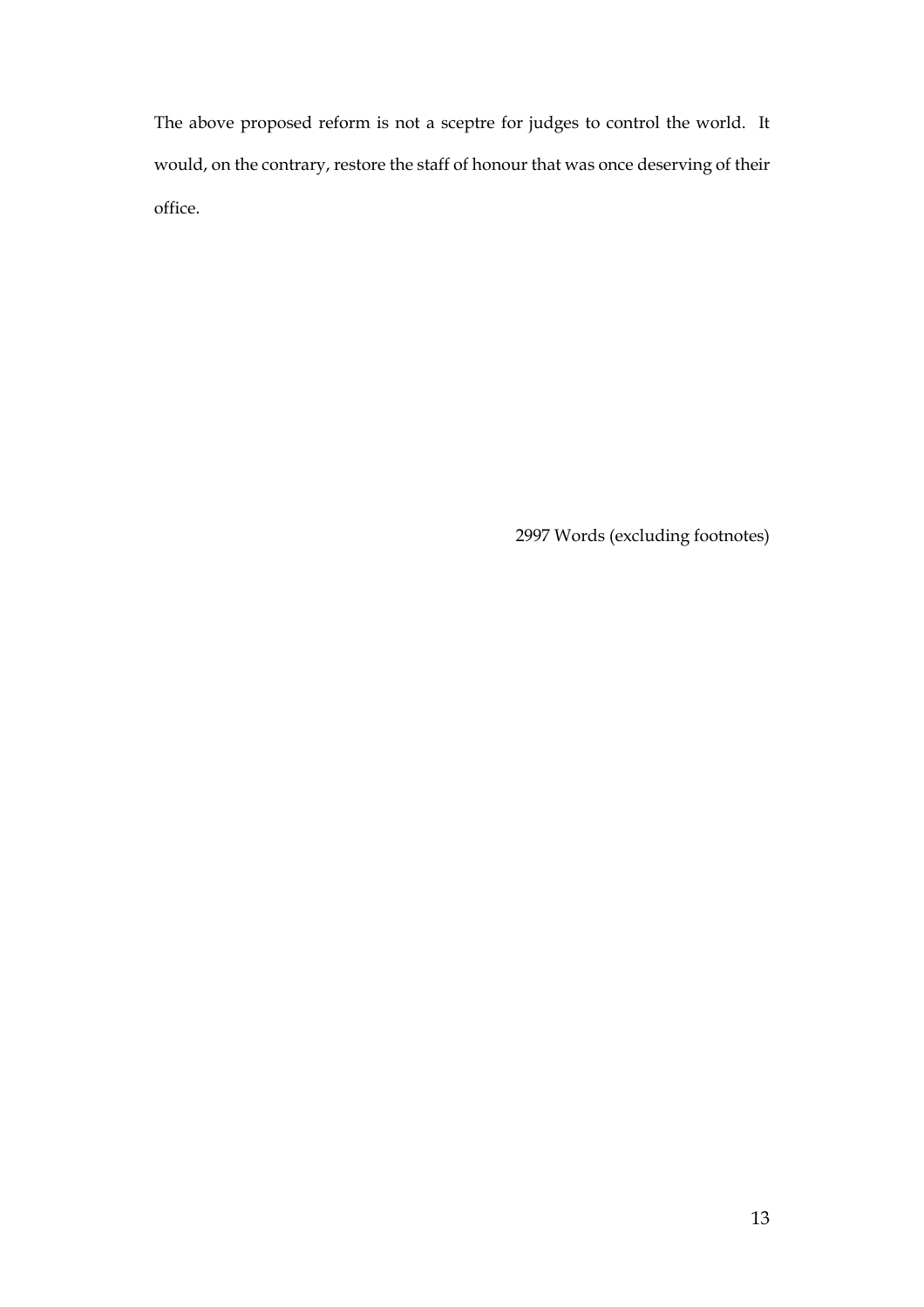The above proposed reform is not a sceptre for judges to control the world. It would, on the contrary, restore the staff of honour that was once deserving of their office.

2997 Words (excluding footnotes)